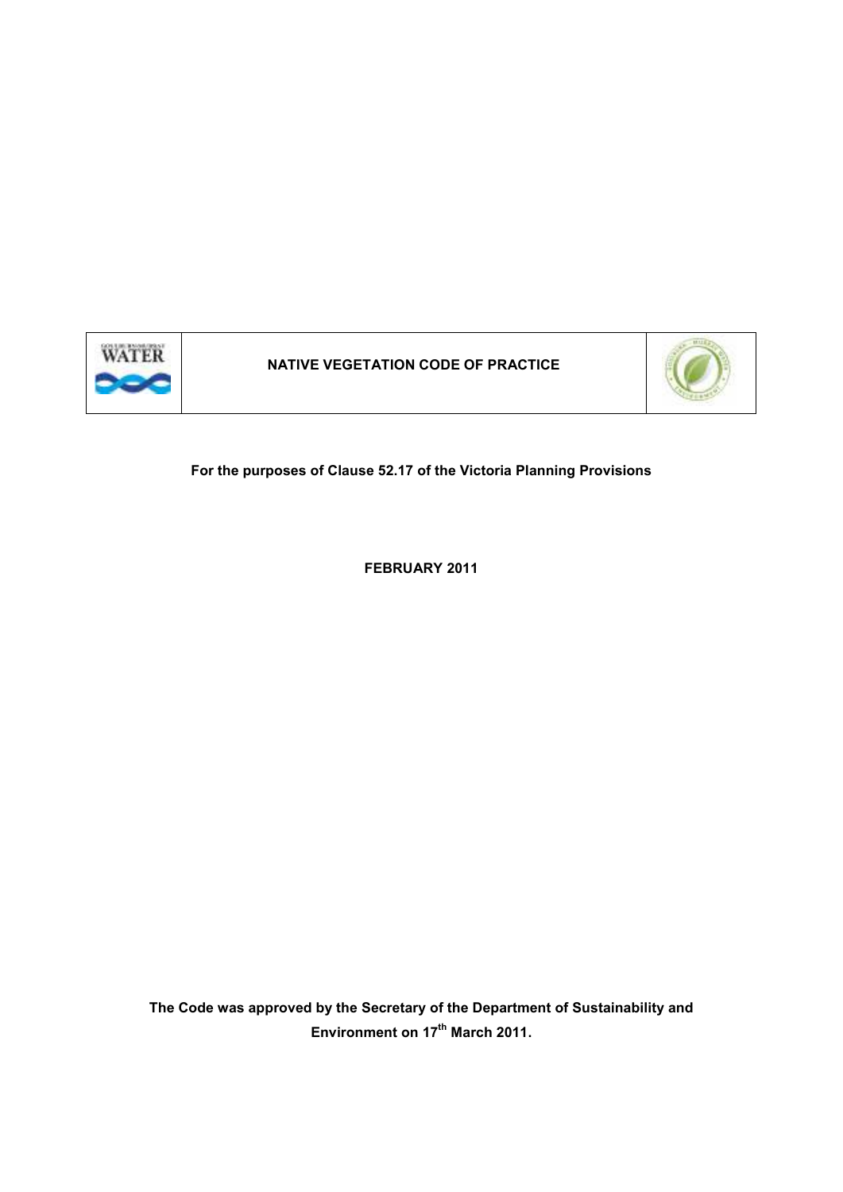# NATIVE VEGETATION CODE OF PRACTICE

**For the purposes of Clause 52.17 of the Victoria Planning Provisions**

**FEBRUARY 2011**

**The Code was approved by the Secretary of the Department of Sustainability and Environment on 17th March 2011.**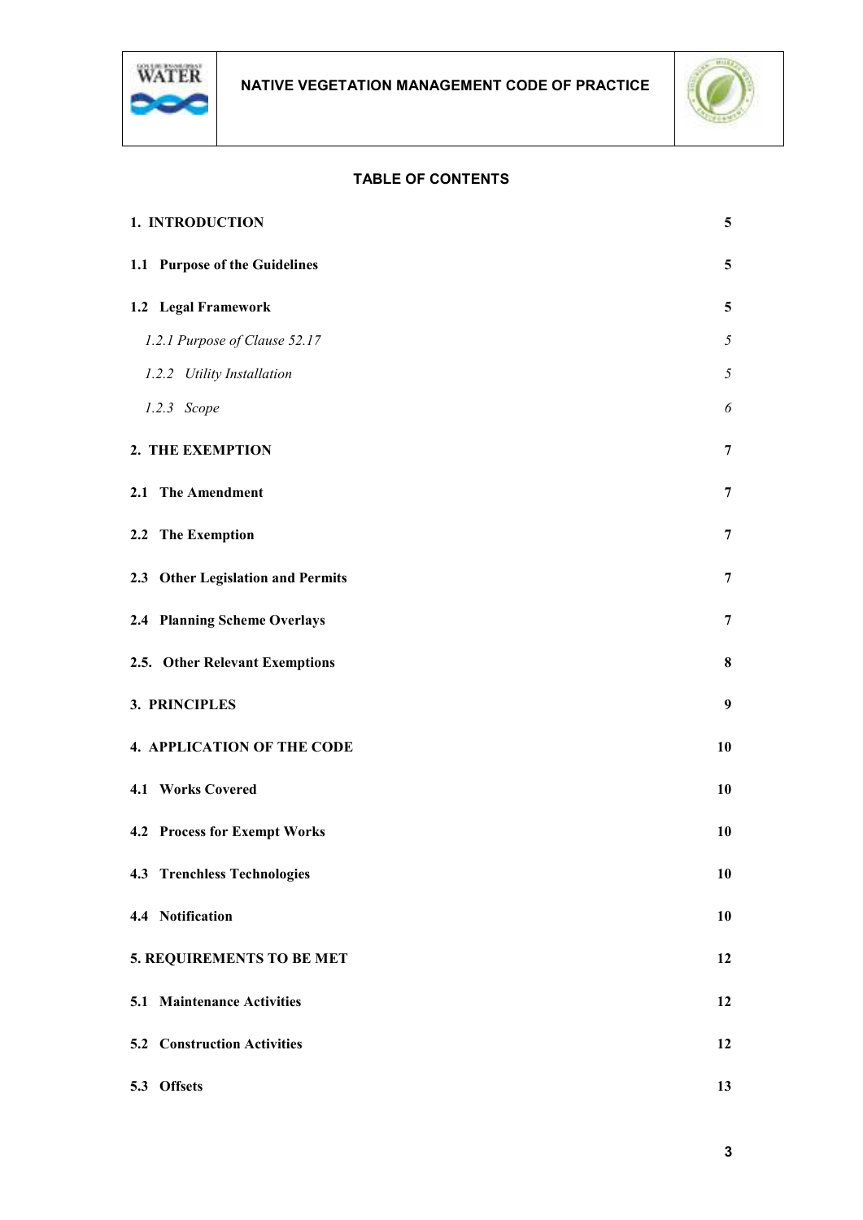**TABLE OF CONTENTS**

| | |
|---|---|
| **1. INTRODUCTION** | **5** |
| **1.1 Purpose of the Guidelines** | **5** |
| **1.2 Legal Framework** | **5** |
| *1.2.1 Purpose of Clause 52.17* | *5* |
| *1.2.2 Utility Installation* | *5* |
| *1.2.3 Scope* | *6* |
| **2. THE EXEMPTION** | **7** |
| **2.1 The Amendment** | **7** |
| **2.2 The Exemption** | **7** |
| **2.3 Other Legislation and Permits** | **7** |
| **2.4 Planning Scheme Overlays** | **7** |
| **2.5. Other Relevant Exemptions** | **8** |
| **3. PRINCIPLES** | **9** |
| **4. APPLICATION OF THE CODE** | **10** |
| **4.1 Works Covered** | **10** |
| **4.2 Process for Exempt Works** | **10** |
| **4.3 Trenchless Technologies** | **10** |
| **4.4 Notification** | **10** |
| **5. REQUIREMENTS TO BE MET** | **12** |
| **5.1 Maintenance Activities** | **12** |
| **5.2 Construction Activities** | **12** |
| **5.3 Offsets** | **13** |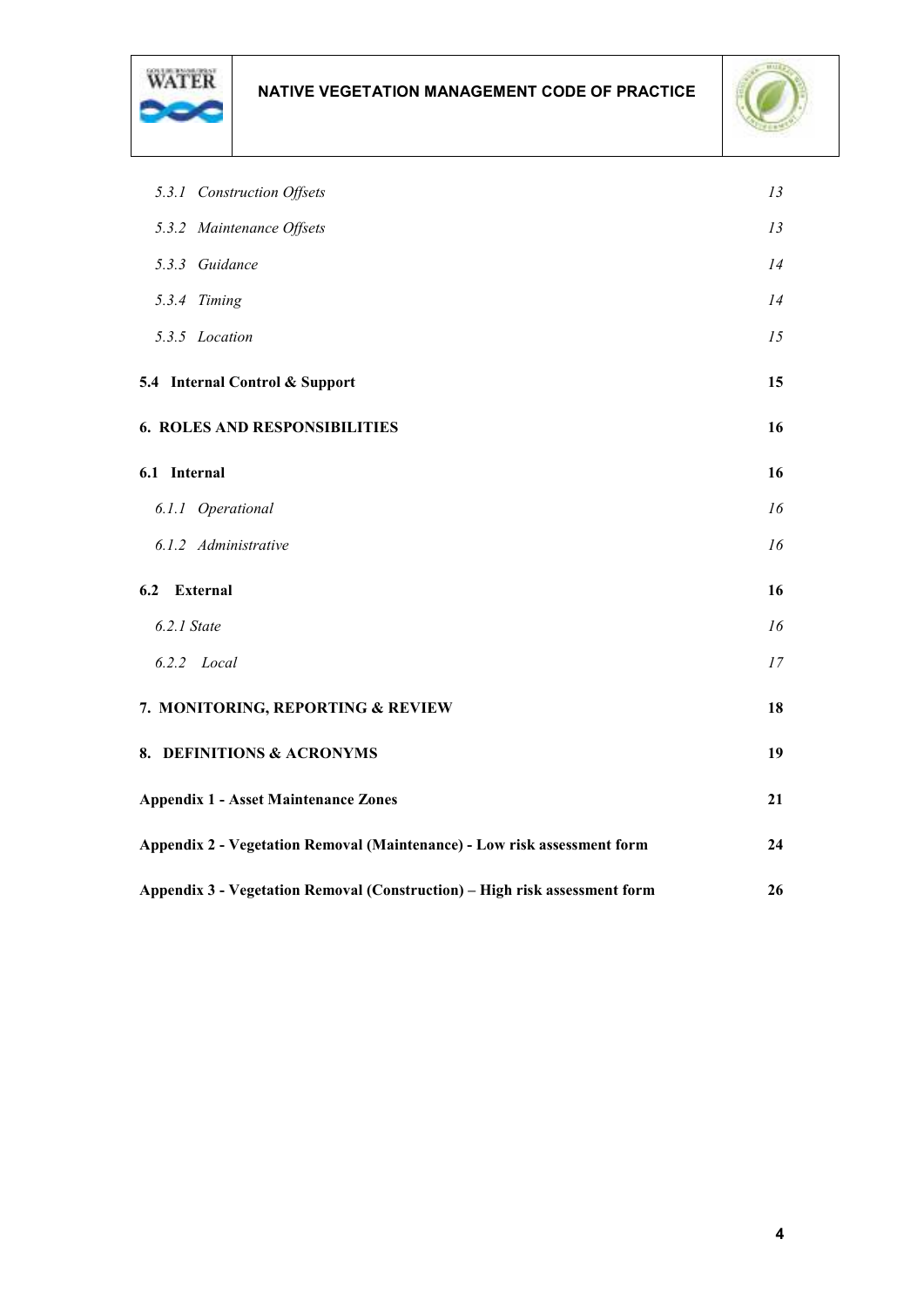*5.3.1 Construction Offsets* *13*

*5.3.2 Maintenance Offsets* *13*

*5.3.3 Guidance* *14*

*5.3.4 Timing* *14*

*5.3.5 Location* *15*

**5.4 Internal Control & Support** **15**

**6. ROLES AND RESPONSIBILITIES** **16**

**6.1 Internal** **16**

*6.1.1 Operational* *16*

*6.1.2 Administrative* *16*

**6.2 External** **16**

*6.2.1 State* *16*

*6.2.2 Local* *17*

**7. MONITORING, REPORTING & REVIEW** **18**

**8. DEFINITIONS & ACRONYMS** **19**

**Appendix 1 - Asset Maintenance Zones** **21**

**Appendix 2 - Vegetation Removal (Maintenance) - Low risk assessment form** **24**

**Appendix 3 - Vegetation Removal (Construction) – High risk assessment form** **26**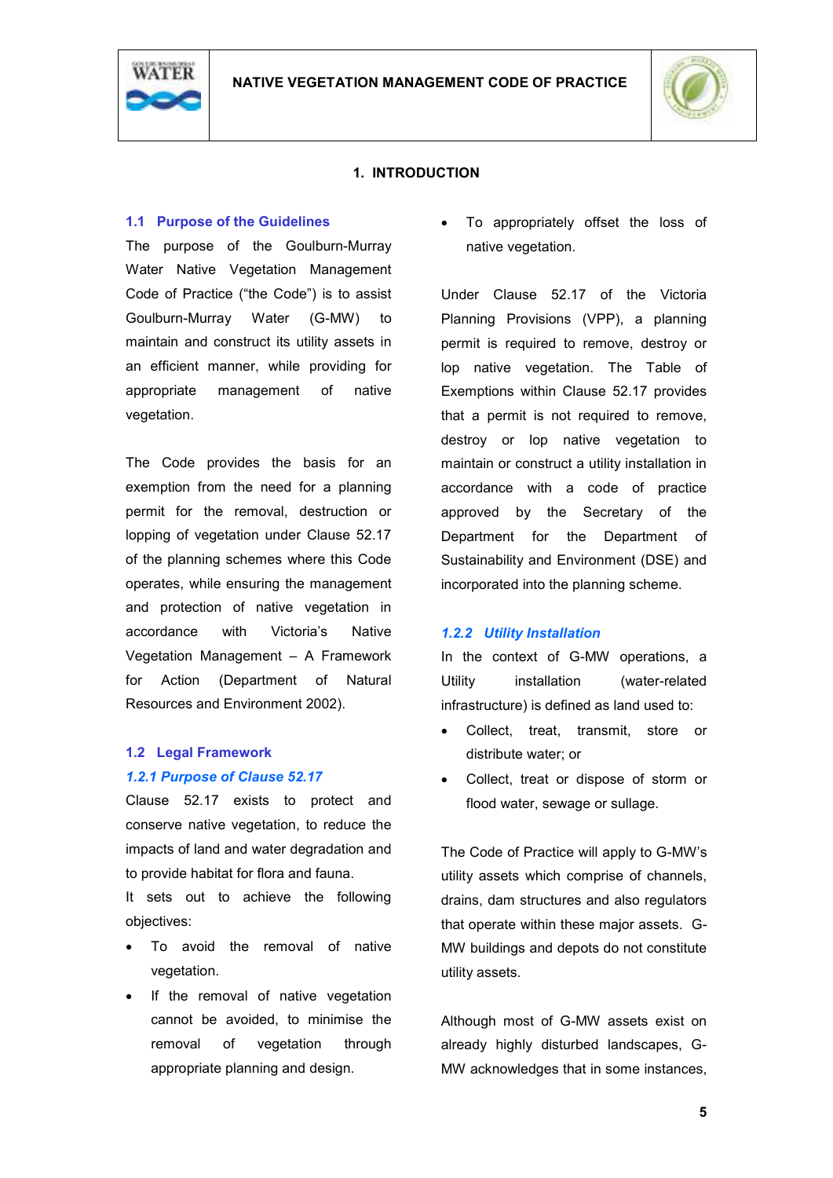# 1. INTRODUCTION

## 1.1 Purpose of the Guidelines

The purpose of the Goulburn-Murray Water Native Vegetation Management Code of Practice ("the Code") is to assist Goulburn-Murray Water (G-MW) to maintain and construct its utility assets in an efficient manner, while providing for appropriate management of native vegetation.

The Code provides the basis for an exemption from the need for a planning permit for the removal, destruction or lopping of vegetation under Clause 52.17 of the planning schemes where this Code operates, while ensuring the management and protection of native vegetation in accordance with Victoria's Native Vegetation Management – A Framework for Action (Department of Natural Resources and Environment 2002).

## 1.2 Legal Framework

### *1.2.1 Purpose of Clause 52.17*

Clause 52.17 exists to protect and conserve native vegetation, to reduce the impacts of land and water degradation and to provide habitat for flora and fauna.

It sets out to achieve the following objectives:

- To avoid the removal of native vegetation.
- If the removal of native vegetation cannot be avoided, to minimise the removal of vegetation through appropriate planning and design.
- To appropriately offset the loss of native vegetation.

Under Clause 52.17 of the Victoria Planning Provisions (VPP), a planning permit is required to remove, destroy or lop native vegetation. The Table of Exemptions within Clause 52.17 provides that a permit is not required to remove, destroy or lop native vegetation to maintain or construct a utility installation in accordance with a code of practice approved by the Secretary of the Department for the Department of Sustainability and Environment (DSE) and incorporated into the planning scheme.

### *1.2.2 Utility Installation*

In the context of G-MW operations, a Utility installation (water-related infrastructure) is defined as land used to:

- Collect, treat, transmit, store or distribute water; or
- Collect, treat or dispose of storm or flood water, sewage or sullage.

The Code of Practice will apply to G-MW's utility assets which comprise of channels, drains, dam structures and also regulators that operate within these major assets. G-MW buildings and depots do not constitute utility assets.

Although most of G-MW assets exist on already highly disturbed landscapes, G-MW acknowledges that in some instances,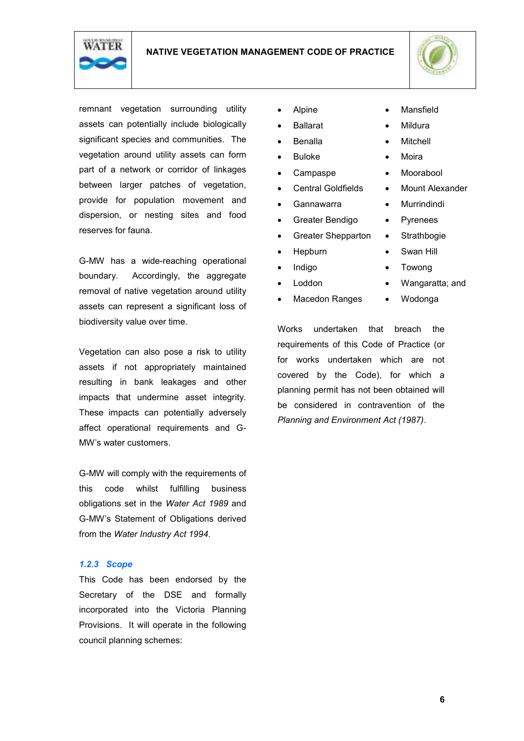remnant vegetation surrounding utility assets can potentially include biologically significant species and communities. The vegetation around utility assets can form part of a network or corridor of linkages between larger patches of vegetation, provide for population movement and dispersion, or nesting sites and food reserves for fauna.

G-MW has a wide-reaching operational boundary. Accordingly, the aggregate removal of native vegetation around utility assets can represent a significant loss of biodiversity value over time.

Vegetation can also pose a risk to utility assets if not appropriately maintained resulting in bank leakages and other impacts that undermine asset integrity. These impacts can potentially adversely affect operational requirements and G-MW's water customers.

G-MW will comply with the requirements of this code whilst fulfilling business obligations set in the *Water Act 1989* and G-MW's Statement of Obligations derived from the *Water Industry Act 1994*.

### *1.2.3 Scope*

This Code has been endorsed by the Secretary of the DSE and formally incorporated into the Victoria Planning Provisions. It will operate in the following council planning schemes:

- Alpine
- Ballarat
- Benalla
- Buloke
- Campaspe
- Central Goldfields
- Gannawarra
- Greater Bendigo
- Greater Shepparton
- Hepburn
- Indigo
- Loddon
- Macedon Ranges
- Mansfield
- Mildura
- Mitchell
- Moira
- Moorabool
- Mount Alexander
- Murrindindi
- Pyrenees
- Strathbogie
- Swan Hill
- Towong
- Wangaratta; and
- Wodonga

Works undertaken that breach the requirements of this Code of Practice (or for works undertaken which are not covered by the Code), for which a planning permit has not been obtained will be considered in contravention of the *Planning and Environment Act (1987)*.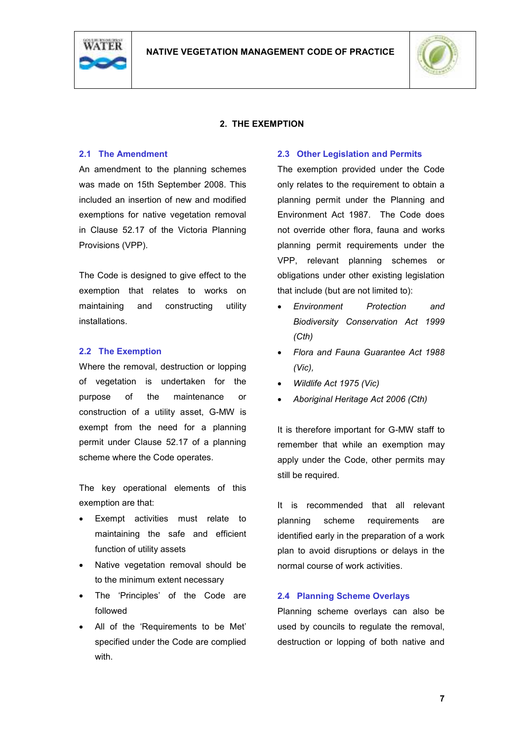# 2. THE EXEMPTION

## 2.1 The Amendment

An amendment to the planning schemes was made on 15th September 2008. This included an insertion of new and modified exemptions for native vegetation removal in Clause 52.17 of the Victoria Planning Provisions (VPP).

The Code is designed to give effect to the exemption that relates to works on maintaining and constructing utility installations.

## 2.2 The Exemption

Where the removal, destruction or lopping of vegetation is undertaken for the purpose of the maintenance or construction of a utility asset, G-MW is exempt from the need for a planning permit under Clause 52.17 of a planning scheme where the Code operates.

The key operational elements of this exemption are that:

- Exempt activities must relate to maintaining the safe and efficient function of utility assets
- Native vegetation removal should be to the minimum extent necessary
- The 'Principles' of the Code are followed
- All of the 'Requirements to be Met' specified under the Code are complied with.

## 2.3 Other Legislation and Permits

The exemption provided under the Code only relates to the requirement to obtain a planning permit under the Planning and Environment Act 1987. The Code does not override other flora, fauna and works planning permit requirements under the VPP, relevant planning schemes or obligations under other existing legislation that include (but are not limited to):

- *Environment Protection and Biodiversity Conservation Act 1999 (Cth)*
- *Flora and Fauna Guarantee Act 1988 (Vic),*
- *Wildlife Act 1975 (Vic)*
- *Aboriginal Heritage Act 2006 (Cth)*

It is therefore important for G-MW staff to remember that while an exemption may apply under the Code, other permits may still be required.

It is recommended that all relevant planning scheme requirements are identified early in the preparation of a work plan to avoid disruptions or delays in the normal course of work activities.

## 2.4 Planning Scheme Overlays

Planning scheme overlays can also be used by councils to regulate the removal, destruction or lopping of both native and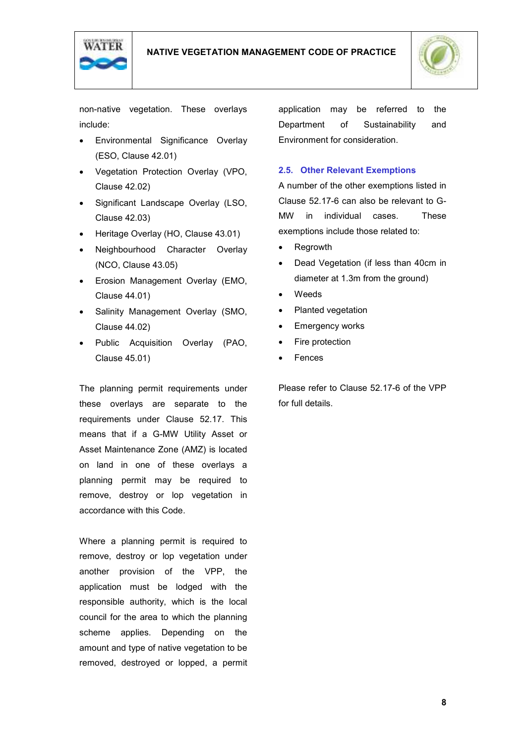non-native vegetation. These overlays include:

- Environmental Significance Overlay (ESO, Clause 42.01)
- Vegetation Protection Overlay (VPO, Clause 42.02)
- Significant Landscape Overlay (LSO, Clause 42.03)
- Heritage Overlay (HO, Clause 43.01)
- Neighbourhood Character Overlay (NCO, Clause 43.05)
- Erosion Management Overlay (EMO, Clause 44.01)
- Salinity Management Overlay (SMO, Clause 44.02)
- Public Acquisition Overlay (PAO, Clause 45.01)

The planning permit requirements under these overlays are separate to the requirements under Clause 52.17. This means that if a G-MW Utility Asset or Asset Maintenance Zone (AMZ) is located on land in one of these overlays a planning permit may be required to remove, destroy or lop vegetation in accordance with this Code.

Where a planning permit is required to remove, destroy or lop vegetation under another provision of the VPP, the application must be lodged with the responsible authority, which is the local council for the area to which the planning scheme applies. Depending on the amount and type of native vegetation to be removed, destroyed or lopped, a permit application may be referred to the Department of Sustainability and Environment for consideration.

## 2.5. Other Relevant Exemptions

A number of the other exemptions listed in Clause 52.17-6 can also be relevant to G-MW in individual cases. These exemptions include those related to:

- Regrowth
- Dead Vegetation (if less than 40cm in diameter at 1.3m from the ground)
- Weeds
- Planted vegetation
- Emergency works
- Fire protection
- Fences

Please refer to Clause 52.17-6 of the VPP for full details.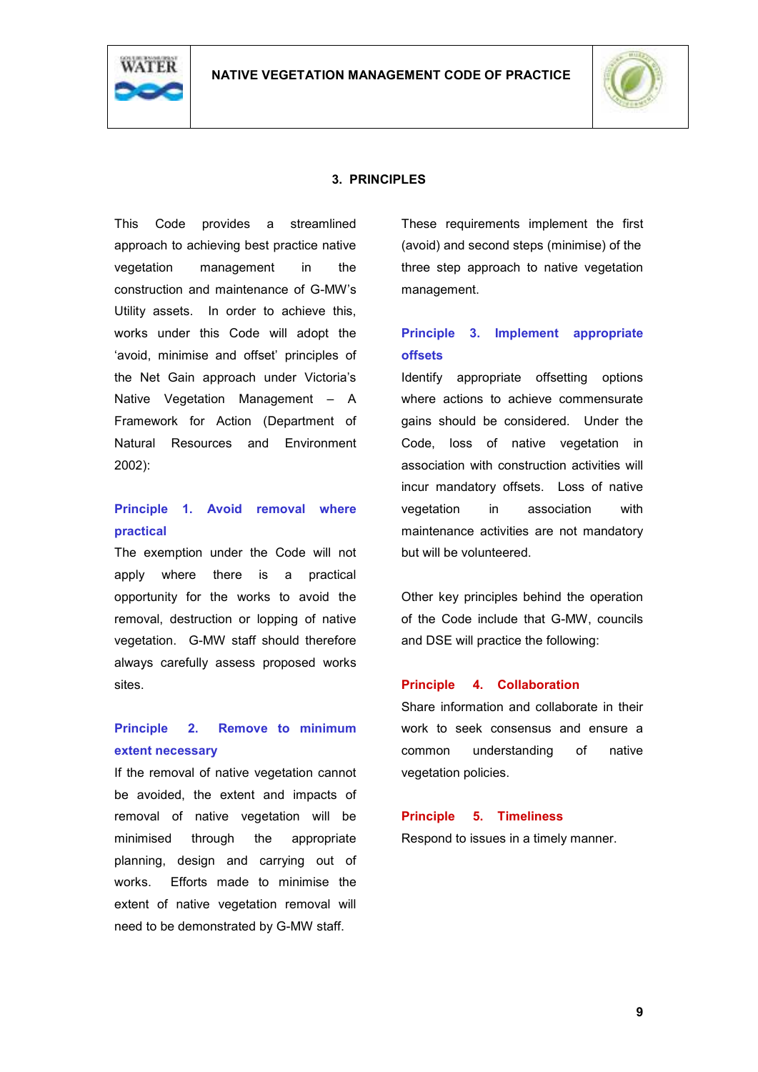## 3. PRINCIPLES

This Code provides a streamlined approach to achieving best practice native vegetation management in the construction and maintenance of G-MW's Utility assets. In order to achieve this, works under this Code will adopt the 'avoid, minimise and offset' principles of the Net Gain approach under Victoria's Native Vegetation Management – A Framework for Action (Department of Natural Resources and Environment 2002):

### Principle 1. Avoid removal where practical

The exemption under the Code will not apply where there is a practical opportunity for the works to avoid the removal, destruction or lopping of native vegetation. G-MW staff should therefore always carefully assess proposed works sites.

### Principle 2. Remove to minimum extent necessary

If the removal of native vegetation cannot be avoided, the extent and impacts of removal of native vegetation will be minimised through the appropriate planning, design and carrying out of works. Efforts made to minimise the extent of native vegetation removal will need to be demonstrated by G-MW staff.

These requirements implement the first (avoid) and second steps (minimise) of the three step approach to native vegetation management.

### Principle 3. Implement appropriate offsets

Identify appropriate offsetting options where actions to achieve commensurate gains should be considered. Under the Code, loss of native vegetation in association with construction activities will incur mandatory offsets. Loss of native vegetation in association with maintenance activities are not mandatory but will be volunteered.

Other key principles behind the operation of the Code include that G-MW, councils and DSE will practice the following:

### Principle 4. Collaboration

Share information and collaborate in their work to seek consensus and ensure a common understanding of native vegetation policies.

### Principle 5. Timeliness

Respond to issues in a timely manner.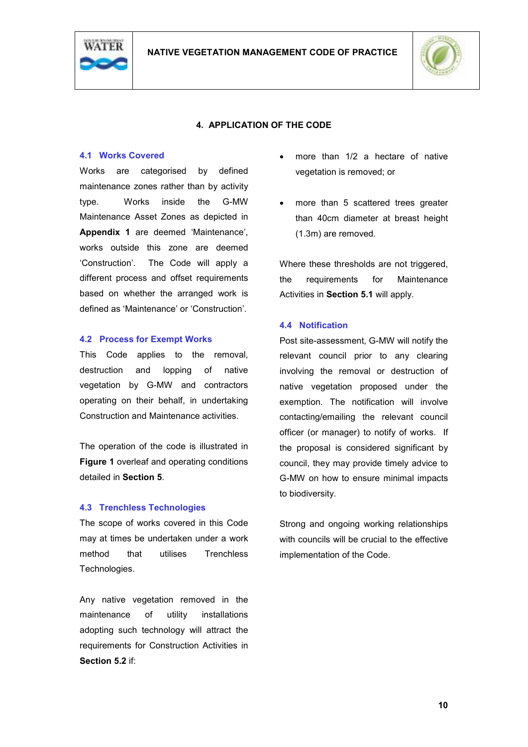# 4. APPLICATION OF THE CODE

## 4.1 Works Covered

Works are categorised by defined maintenance zones rather than by activity type. Works inside the G-MW Maintenance Asset Zones as depicted in **Appendix 1** are deemed 'Maintenance', works outside this zone are deemed 'Construction'. The Code will apply a different process and offset requirements based on whether the arranged work is defined as 'Maintenance' or 'Construction'.

## 4.2 Process for Exempt Works

This Code applies to the removal, destruction and lopping of native vegetation by G-MW and contractors operating on their behalf, in undertaking Construction and Maintenance activities.

The operation of the code is illustrated in **Figure 1** overleaf and operating conditions detailed in **Section 5**.

## 4.3 Trenchless Technologies

The scope of works covered in this Code may at times be undertaken under a work method that utilises Trenchless Technologies.

Any native vegetation removed in the maintenance of utility installations adopting such technology will attract the requirements for Construction Activities in **Section 5.2** if:

- more than 1/2 a hectare of native vegetation is removed; or
- more than 5 scattered trees greater than 40cm diameter at breast height (1.3m) are removed.

Where these thresholds are not triggered, the requirements for Maintenance Activities in **Section 5.1** will apply.

## 4.4 Notification

Post site-assessment, G-MW will notify the relevant council prior to any clearing involving the removal or destruction of native vegetation proposed under the exemption. The notification will involve contacting/emailing the relevant council officer (or manager) to notify of works. If the proposal is considered significant by council, they may provide timely advice to G-MW on how to ensure minimal impacts to biodiversity.

Strong and ongoing working relationships with councils will be crucial to the effective implementation of the Code.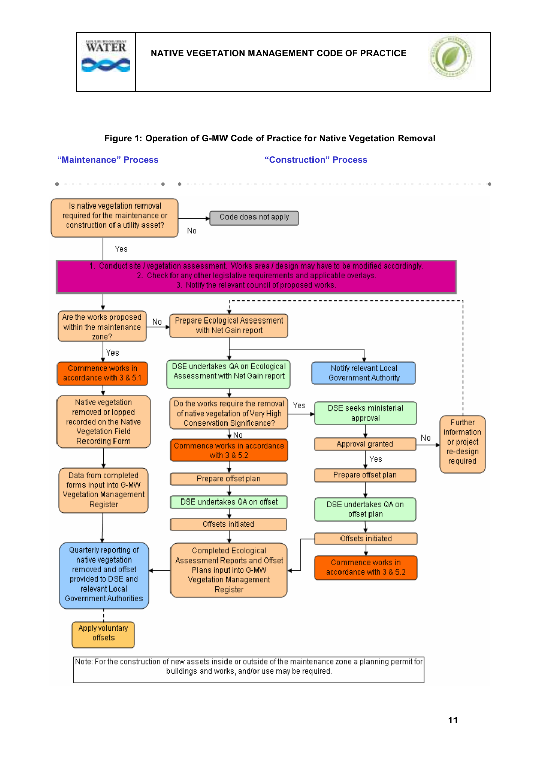**Figure 1: Operation of G-MW Code of Practice for Native Vegetation Removal**

**"Maintenance" Process**

**"Construction" Process**

Is native vegetation removal required for the maintenance or construction of a utility asset?

- No → Code does not apply
- Yes →

1. Conduct site / vegetation assessment. Works area / design may have to be modified accordingly.
2. Check for any other legislative requirements and applicable overlays.
3. Notify the relevant council of proposed works.

Are the works proposed within the maintenance zone?

**Maintenance (Yes):**

- Commence works in accordance with 3 & 5.1
- Native vegetation removed or lopped recorded on the Native Vegetation Field Recording Form
- Data from completed forms input into G-MW Vegetation Management Register
- Quarterly reporting of native vegetation removed and offset provided to DSE and relevant Local Government Authorities
- Apply voluntary offsets

**Construction (No):**

- Prepare Ecological Assessment with Net Gain report
  - Notify relevant Local Government Authority
- DSE undertakes QA on Ecological Assessment with Net Gain report
- Do the works require the removal of native vegetation of Very High Conservation Significance?
  - No:
    - Commence works in accordance with 3 & 5.2
    - Prepare offset plan
    - DSE undertakes QA on offset
    - Offsets initiated
    - Completed Ecological Assessment Reports and Offset Plans input into G-MW Vegetation Management Register
  - Yes:
    - DSE seeks ministerial approval
    - Approval granted
      - No → Further information or project re-design required (→ Prepare Ecological Assessment with Net Gain report)
      - Yes:
        - Prepare offset plan
        - DSE undertakes QA on offset plan
        - Offsets initiated (→ Completed Ecological Assessment Reports and Offset Plans input into G-MW Vegetation Management Register)
        - Commence works in accordance with 3 & 5.2

Completed Ecological Assessment Reports and Offset Plans input into G-MW Vegetation Management Register → Quarterly reporting of native vegetation removed and offset provided to DSE and relevant Local Government Authorities

Note: For the construction of new assets inside or outside of the maintenance zone a planning permit for buildings and works, and/or use may be required.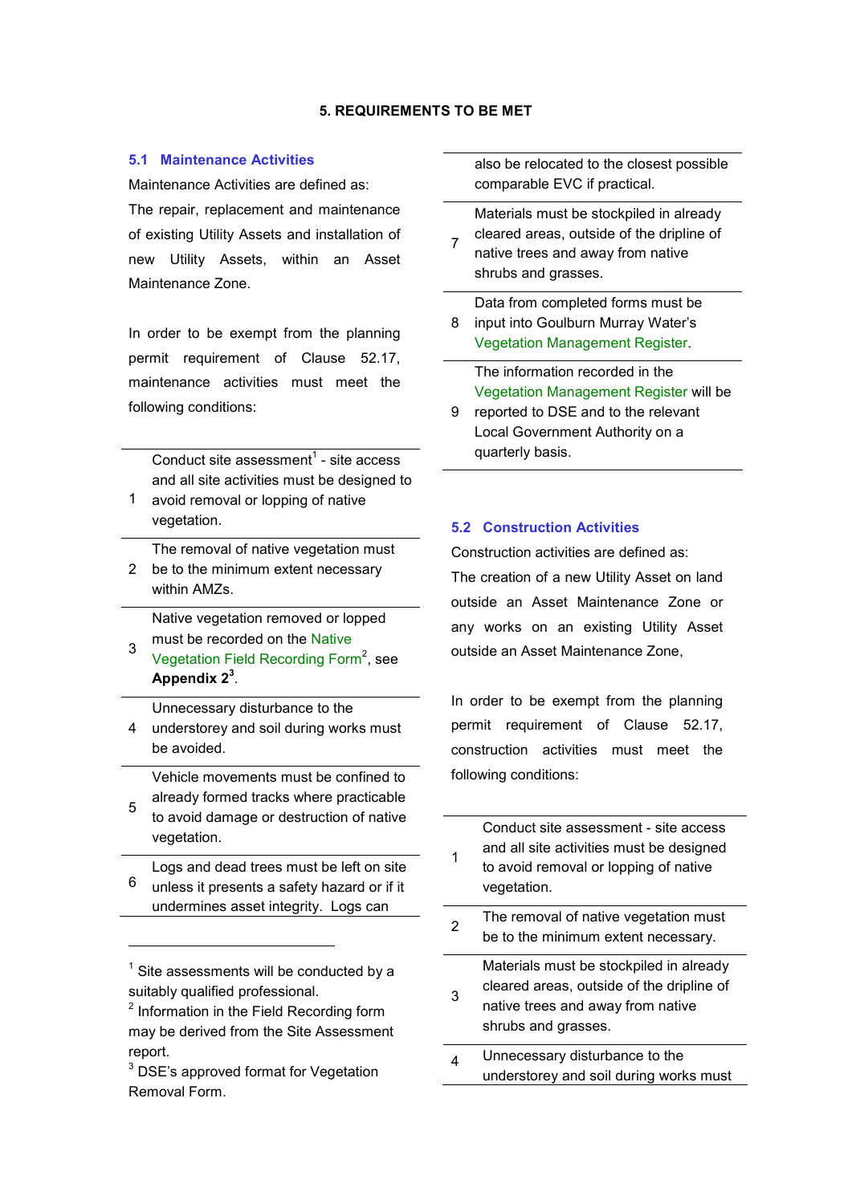# 5. REQUIREMENTS TO BE MET

## 5.1 Maintenance Activities

Maintenance Activities are defined as:

The repair, replacement and maintenance of existing Utility Assets and installation of new Utility Assets, within an Asset Maintenance Zone.

In order to be exempt from the planning permit requirement of Clause 52.17, maintenance activities must meet the following conditions:

| | |
|---|---|
| 1 | Conduct site assessment[1] - site access and all site activities must be designed to avoid removal or lopping of native vegetation. |
| 2 | The removal of native vegetation must be to the minimum extent necessary within AMZs. |
| 3 | Native vegetation removed or lopped must be recorded on the Native Vegetation Field Recording Form[2], see **Appendix 2**[3]. |
| 4 | Unnecessary disturbance to the understorey and soil during works must be avoided. |
| 5 | Vehicle movements must be confined to already formed tracks where practicable to avoid damage or destruction of native vegetation. |
| 6 | Logs and dead trees must be left on site unless it presents a safety hazard or if it undermines asset integrity. Logs can also be relocated to the closest possible comparable EVC if practical. |
| 7 | Materials must be stockpiled in already cleared areas, outside of the dripline of native trees and away from native shrubs and grasses. |
| 8 | Data from completed forms must be input into Goulburn Murray Water's Vegetation Management Register. |
| 9 | The information recorded in the Vegetation Management Register will be reported to DSE and to the relevant Local Government Authority on a quarterly basis. |

[1] Site assessments will be conducted by a suitably qualified professional.

[2] Information in the Field Recording form may be derived from the Site Assessment report.

[3] DSE's approved format for Vegetation Removal Form.

## 5.2 Construction Activities

Construction activities are defined as:

The creation of a new Utility Asset on land outside an Asset Maintenance Zone or any works on an existing Utility Asset outside an Asset Maintenance Zone,

In order to be exempt from the planning permit requirement of Clause 52.17, construction activities must meet the following conditions:

| | |
|---|---|
| 1 | Conduct site assessment - site access and all site activities must be designed to avoid removal or lopping of native vegetation. |
| 2 | The removal of native vegetation must be to the minimum extent necessary. |
| 3 | Materials must be stockpiled in already cleared areas, outside of the dripline of native trees and away from native shrubs and grasses. |
| 4 | Unnecessary disturbance to the understorey and soil during works must |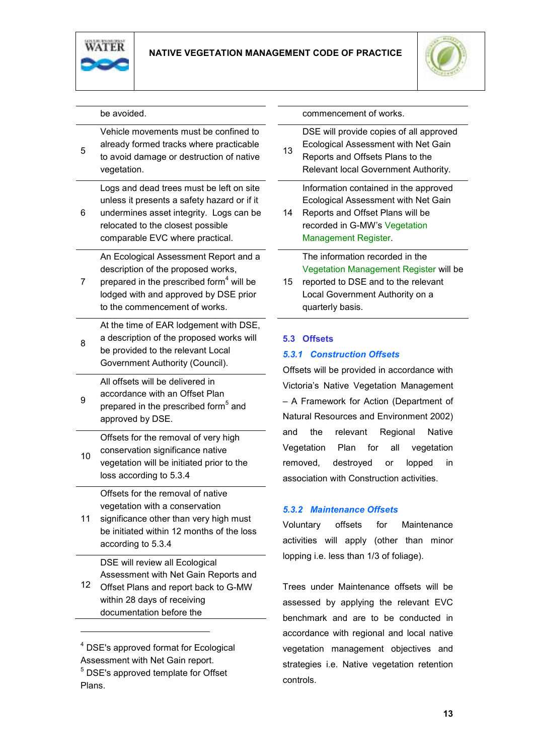| | |
|---|---|
| | be avoided. |
| 5 | Vehicle movements must be confined to already formed tracks where practicable to avoid damage or destruction of native vegetation. |
| 6 | Logs and dead trees must be left on site unless it presents a safety hazard or if it undermines asset integrity. Logs can be relocated to the closest possible comparable EVC where practical. |
| 7 | An Ecological Assessment Report and a description of the proposed works, prepared in the prescribed form[4] will be lodged with and approved by DSE prior to the commencement of works. |
| 8 | At the time of EAR lodgement with DSE, a description of the proposed works will be provided to the relevant Local Government Authority (Council). |
| 9 | All offsets will be delivered in accordance with an Offset Plan prepared in the prescribed form[5] and approved by DSE. |
| 10 | Offsets for the removal of very high conservation significance native vegetation will be initiated prior to the loss according to 5.3.4 |
| 11 | Offsets for the removal of native vegetation with a conservation significance other than very high must be initiated within 12 months of the loss according to 5.3.4 |
| 12 | DSE will review all Ecological Assessment with Net Gain Reports and Offset Plans and report back to G-MW within 28 days of receiving documentation before the commencement of works. |
| 13 | DSE will provide copies of all approved Ecological Assessment with Net Gain Reports and Offsets Plans to the Relevant local Government Authority. |
| 14 | Information contained in the approved Ecological Assessment with Net Gain Reports and Offset Plans will be recorded in G-MW's Vegetation Management Register. |
| 15 | The information recorded in the Vegetation Management Register will be reported to DSE and the relevant Local Government Authority on a quarterly basis. |

[4] DSE's approved format for Ecological Assessment with Net Gain report.
[5] DSE's approved template for Offset Plans.

## 5.3 Offsets

### *5.3.1 Construction Offsets*

Offsets will be provided in accordance with Victoria's Native Vegetation Management – A Framework for Action (Department of Natural Resources and Environment 2002) and the relevant Regional Native Vegetation Plan for all vegetation removed, destroyed or lopped in association with Construction activities.

### *5.3.2 Maintenance Offsets*

Voluntary offsets for Maintenance activities will apply (other than minor lopping i.e. less than 1/3 of foliage).

Trees under Maintenance offsets will be assessed by applying the relevant EVC benchmark and are to be conducted in accordance with regional and local native vegetation management objectives and strategies i.e. Native vegetation retention controls.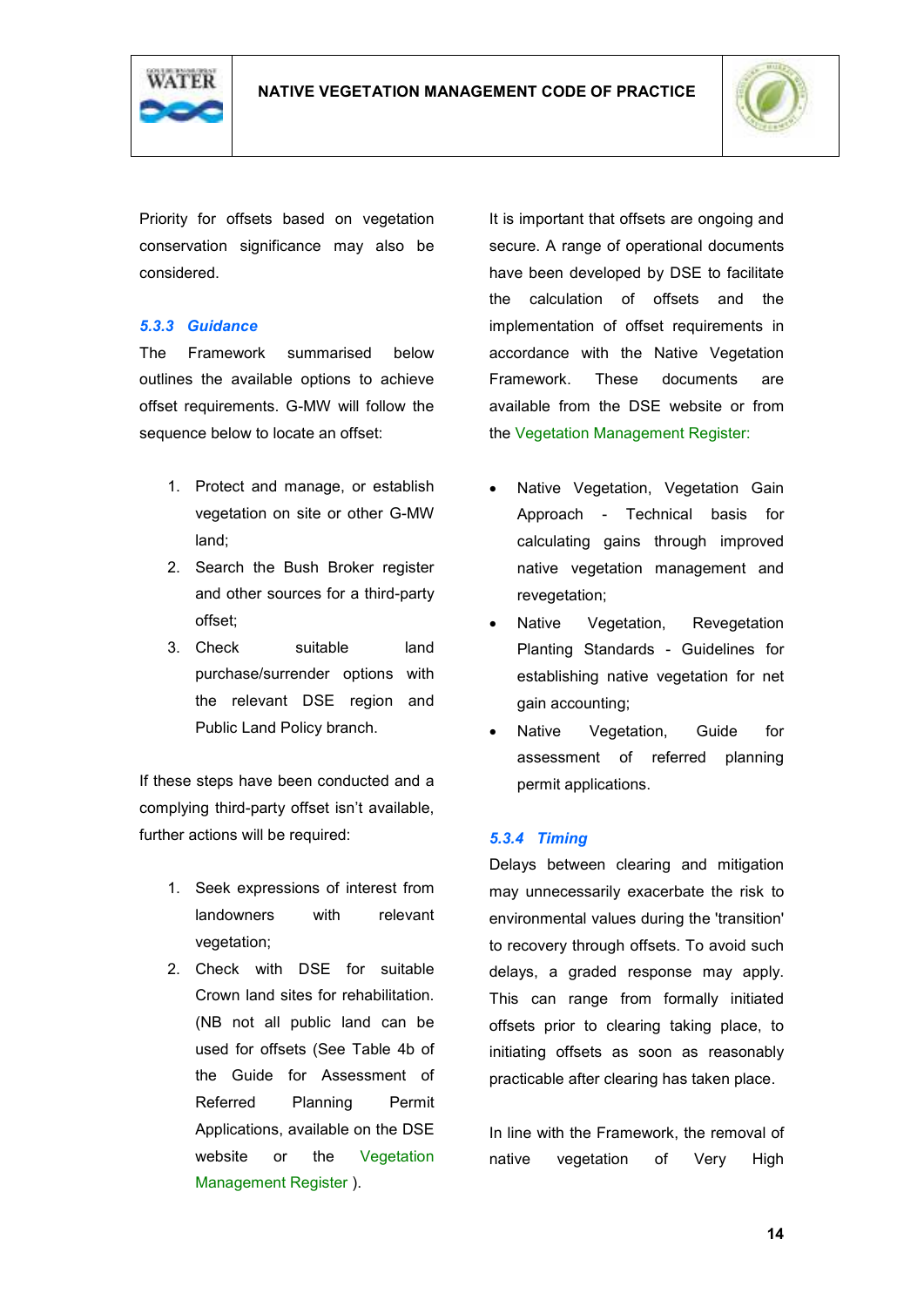Priority for offsets based on vegetation conservation significance may also be considered.

### *5.3.3 Guidance*

The Framework summarised below outlines the available options to achieve offset requirements. G-MW will follow the sequence below to locate an offset:

1. Protect and manage, or establish vegetation on site or other G-MW land;
2. Search the Bush Broker register and other sources for a third-party offset;
3. Check suitable land purchase/surrender options with the relevant DSE region and Public Land Policy branch.

If these steps have been conducted and a complying third-party offset isn't available, further actions will be required:

1. Seek expressions of interest from landowners with relevant vegetation;
2. Check with DSE for suitable Crown land sites for rehabilitation. (NB not all public land can be used for offsets (See Table 4b of the Guide for Assessment of Referred Planning Permit Applications, available on the DSE website or the Vegetation Management Register ).

It is important that offsets are ongoing and secure. A range of operational documents have been developed by DSE to facilitate the calculation of offsets and the implementation of offset requirements in accordance with the Native Vegetation Framework. These documents are available from the DSE website or from the Vegetation Management Register:

- Native Vegetation, Vegetation Gain Approach - Technical basis for calculating gains through improved native vegetation management and revegetation;
- Native Vegetation, Revegetation Planting Standards - Guidelines for establishing native vegetation for net gain accounting;
- Native Vegetation, Guide for assessment of referred planning permit applications.

### *5.3.4 Timing*

Delays between clearing and mitigation may unnecessarily exacerbate the risk to environmental values during the 'transition' to recovery through offsets. To avoid such delays, a graded response may apply. This can range from formally initiated offsets prior to clearing taking place, to initiating offsets as soon as reasonably practicable after clearing has taken place.

In line with the Framework, the removal of native vegetation of Very High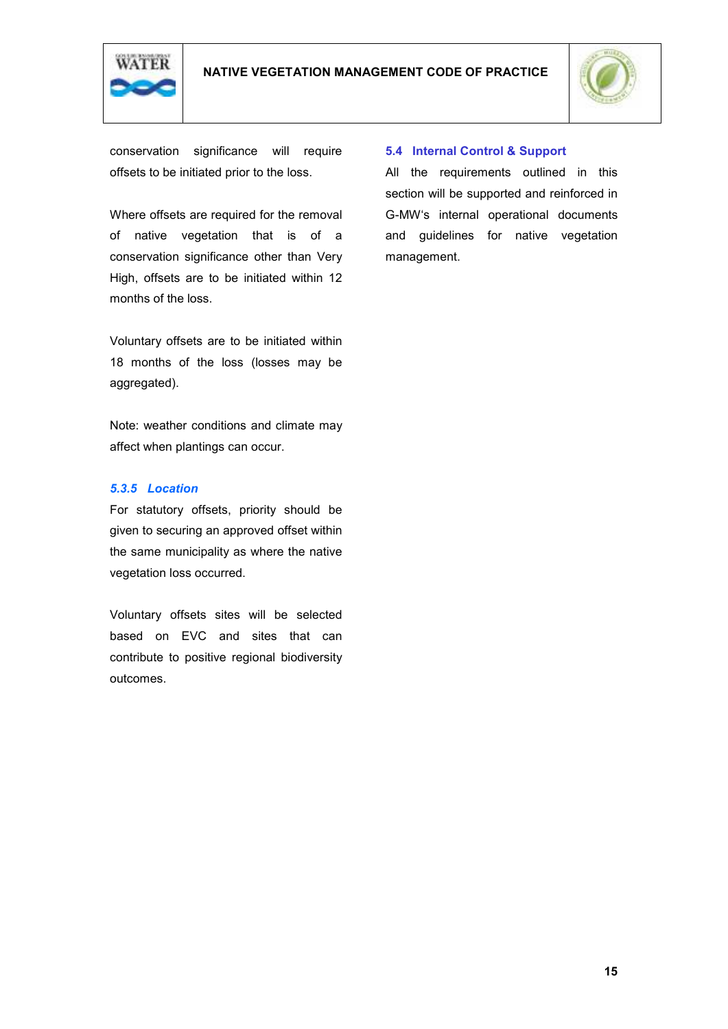conservation significance will require offsets to be initiated prior to the loss.

Where offsets are required for the removal of native vegetation that is of a conservation significance other than Very High, offsets are to be initiated within 12 months of the loss.

Voluntary offsets are to be initiated within 18 months of the loss (losses may be aggregated).

Note: weather conditions and climate may affect when plantings can occur.

#### *5.3.5 Location*

For statutory offsets, priority should be given to securing an approved offset within the same municipality as where the native vegetation loss occurred.

Voluntary offsets sites will be selected based on EVC and sites that can contribute to positive regional biodiversity outcomes.

### 5.4 Internal Control & Support

All the requirements outlined in this section will be supported and reinforced in G-MW's internal operational documents and guidelines for native vegetation management.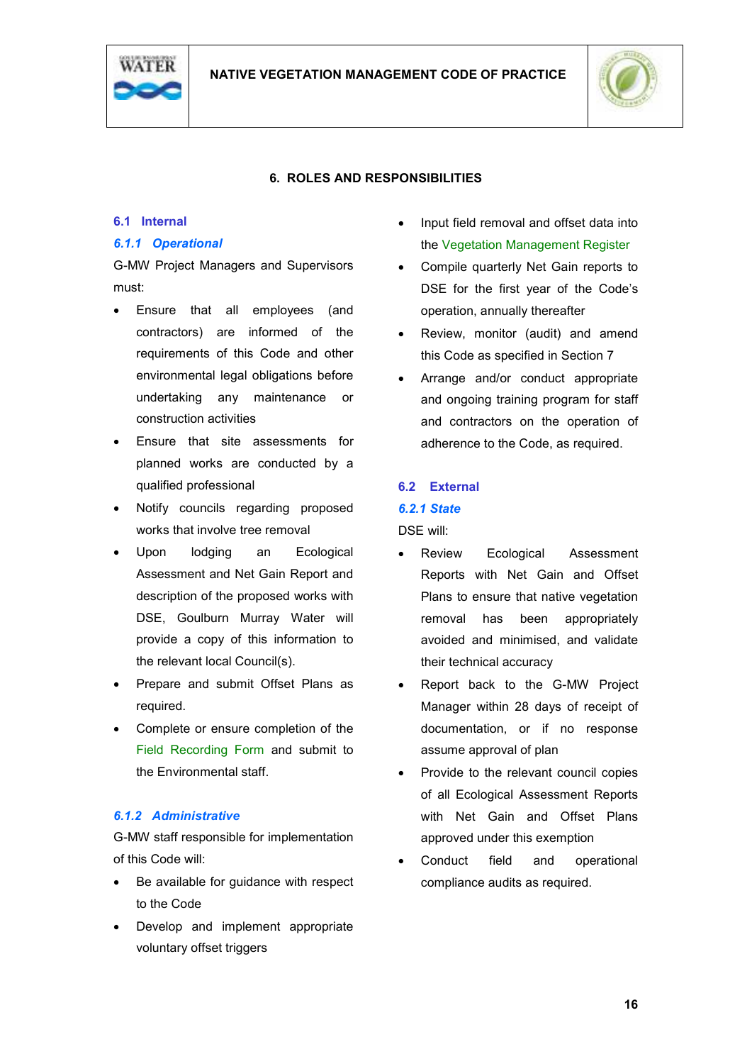## 6. ROLES AND RESPONSIBILITIES

### 6.1 Internal

#### *6.1.1 Operational*

G-MW Project Managers and Supervisors must:

- Ensure that all employees (and contractors) are informed of the requirements of this Code and other environmental legal obligations before undertaking any maintenance or construction activities
- Ensure that site assessments for planned works are conducted by a qualified professional
- Notify councils regarding proposed works that involve tree removal
- Upon lodging an Ecological Assessment and Net Gain Report and description of the proposed works with DSE, Goulburn Murray Water will provide a copy of this information to the relevant local Council(s).
- Prepare and submit Offset Plans as required.
- Complete or ensure completion of the Field Recording Form and submit to the Environmental staff.

#### *6.1.2 Administrative*

G-MW staff responsible for implementation of this Code will:

- Be available for guidance with respect to the Code
- Develop and implement appropriate voluntary offset triggers
- Input field removal and offset data into the Vegetation Management Register
- Compile quarterly Net Gain reports to DSE for the first year of the Code's operation, annually thereafter
- Review, monitor (audit) and amend this Code as specified in Section 7
- Arrange and/or conduct appropriate and ongoing training program for staff and contractors on the operation of adherence to the Code, as required.

### 6.2 External

#### *6.2.1 State*

DSE will:

- Review Ecological Assessment Reports with Net Gain and Offset Plans to ensure that native vegetation removal has been appropriately avoided and minimised, and validate their technical accuracy
- Report back to the G-MW Project Manager within 28 days of receipt of documentation, or if no response assume approval of plan
- Provide to the relevant council copies of all Ecological Assessment Reports with Net Gain and Offset Plans approved under this exemption
- Conduct field and operational compliance audits as required.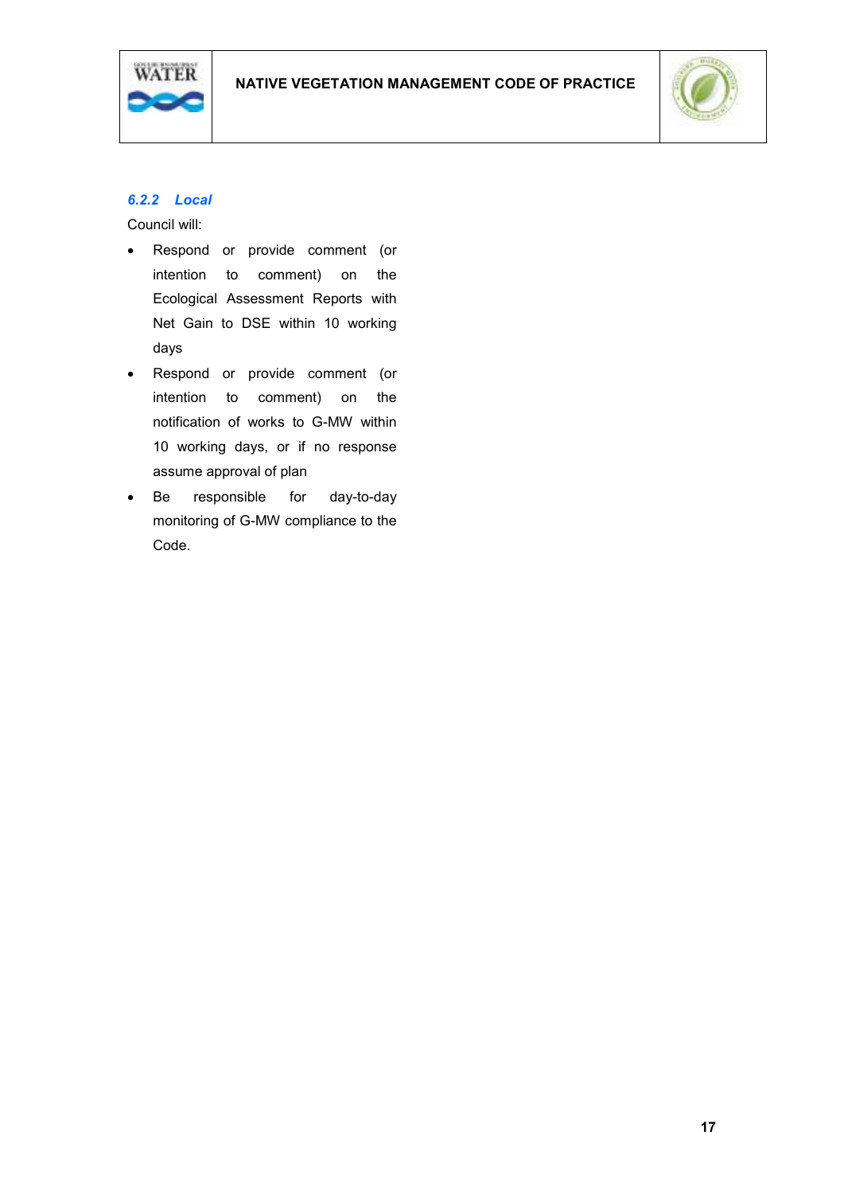### *6.2.2 Local*

Council will:

- Respond or provide comment (or intention to comment) on the Ecological Assessment Reports with Net Gain to DSE within 10 working days
- Respond or provide comment (or intention to comment) on the notification of works to G-MW within 10 working days, or if no response assume approval of plan
- Be responsible for day-to-day monitoring of G-MW compliance to the Code.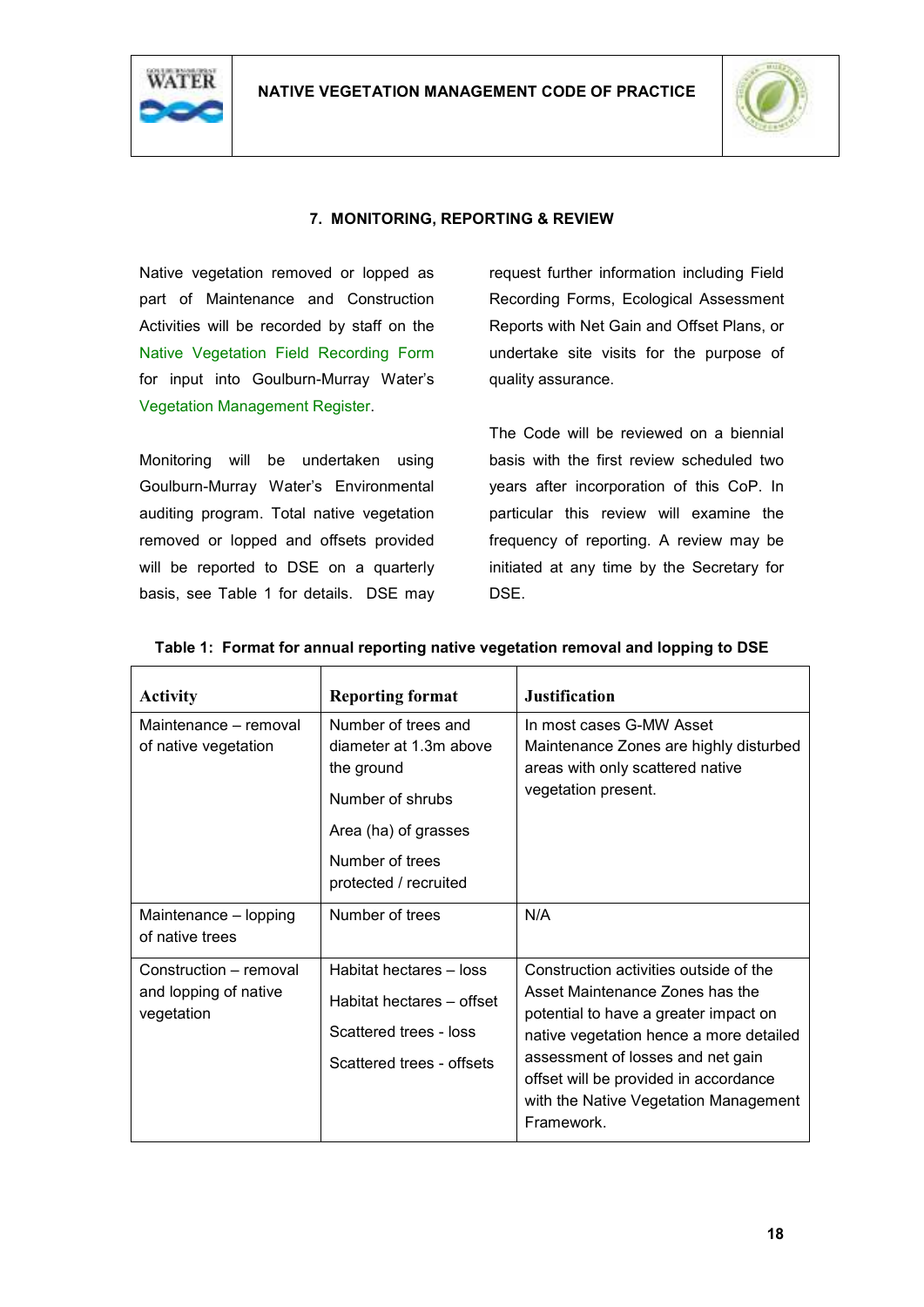## 7. MONITORING, REPORTING & REVIEW

Native vegetation removed or lopped as part of Maintenance and Construction Activities will be recorded by staff on the Native Vegetation Field Recording Form for input into Goulburn-Murray Water's Vegetation Management Register.

Monitoring will be undertaken using Goulburn-Murray Water's Environmental auditing program. Total native vegetation removed or lopped and offsets provided will be reported to DSE on a quarterly basis, see Table 1 for details. DSE may request further information including Field Recording Forms, Ecological Assessment Reports with Net Gain and Offset Plans, or undertake site visits for the purpose of quality assurance.

The Code will be reviewed on a biennial basis with the first review scheduled two years after incorporation of this CoP. In particular this review will examine the frequency of reporting. A review may be initiated at any time by the Secretary for DSE.

**Table 1: Format for annual reporting native vegetation removal and lopping to DSE**

| Activity | Reporting format | Justification |
|---|---|---|
| Maintenance – removal of native vegetation | Number of trees and diameter at 1.3m above the ground<br><br>Number of shrubs<br><br>Area (ha) of grasses<br><br>Number of trees protected / recruited | In most cases G-MW Asset Maintenance Zones are highly disturbed areas with only scattered native vegetation present. |
| Maintenance – lopping of native trees | Number of trees | N/A |
| Construction – removal and lopping of native vegetation | Habitat hectares – loss<br><br>Habitat hectares – offset<br><br>Scattered trees - loss<br><br>Scattered trees - offsets | Construction activities outside of the Asset Maintenance Zones has the potential to have a greater impact on native vegetation hence a more detailed assessment of losses and net gain offset will be provided in accordance with the Native Vegetation Management Framework. |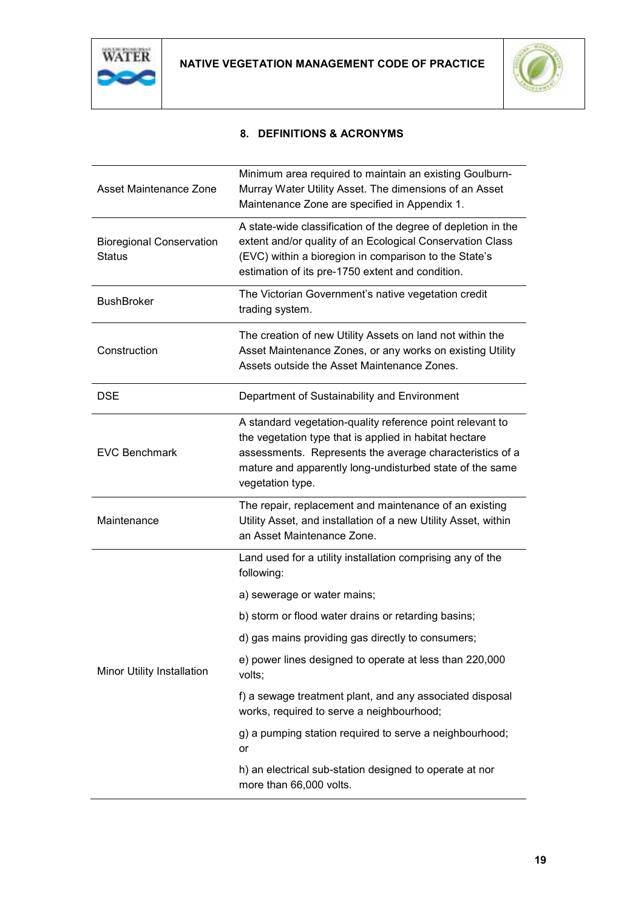## 8. DEFINITIONS & ACRONYMS

| | |
|---|---|
| Asset Maintenance Zone | Minimum area required to maintain an existing Goulburn-Murray Water Utility Asset. The dimensions of an Asset Maintenance Zone are specified in Appendix 1. |
| Bioregional Conservation Status | A state-wide classification of the degree of depletion in the extent and/or quality of an Ecological Conservation Class (EVC) within a bioregion in comparison to the State's estimation of its pre-1750 extent and condition. |
| BushBroker | The Victorian Government's native vegetation credit trading system. |
| Construction | The creation of new Utility Assets on land not within the Asset Maintenance Zones, or any works on existing Utility Assets outside the Asset Maintenance Zones. |
| DSE | Department of Sustainability and Environment |
| EVC Benchmark | A standard vegetation-quality reference point relevant to the vegetation type that is applied in habitat hectare assessments. Represents the average characteristics of a mature and apparently long-undisturbed state of the same vegetation type. |
| Maintenance | The repair, replacement and maintenance of an existing Utility Asset, and installation of a new Utility Asset, within an Asset Maintenance Zone. |
| Minor Utility Installation | Land used for a utility installation comprising any of the following:<br><br>a) sewerage or water mains;<br><br>b) storm or flood water drains or retarding basins;<br><br>d) gas mains providing gas directly to consumers;<br><br>e) power lines designed to operate at less than 220,000 volts;<br><br>f) a sewage treatment plant, and any associated disposal works, required to serve a neighbourhood;<br><br>g) a pumping station required to serve a neighbourhood; or<br><br>h) an electrical sub-station designed to operate at nor more than 66,000 volts. |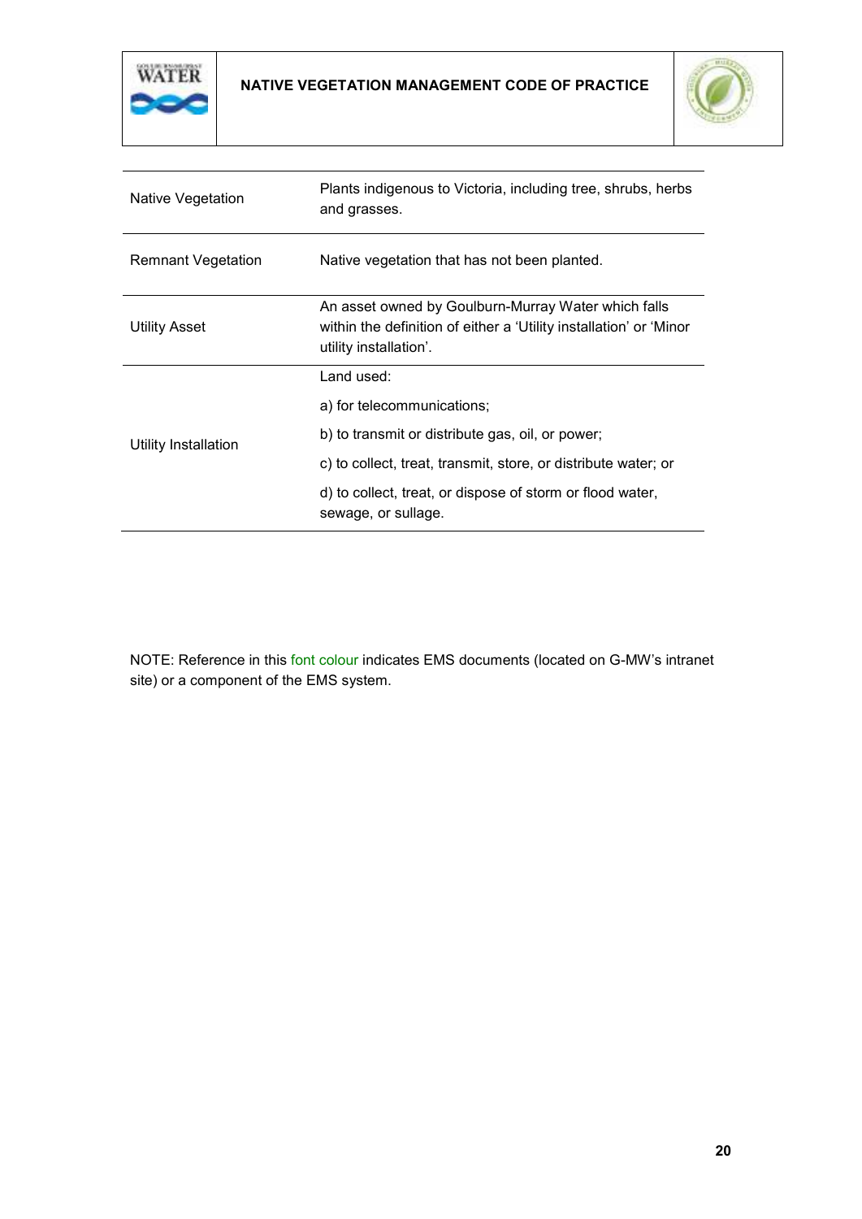| | |
|---|---|
| Native Vegetation | Plants indigenous to Victoria, including tree, shrubs, herbs and grasses. |
| Remnant Vegetation | Native vegetation that has not been planted. |
| Utility Asset | An asset owned by Goulburn-Murray Water which falls within the definition of either a 'Utility installation' or 'Minor utility installation'. |
| Utility Installation | Land used:<br>a) for telecommunications;<br>b) to transmit or distribute gas, oil, or power;<br>c) to collect, treat, transmit, store, or distribute water; or<br>d) to collect, treat, or dispose of storm or flood water, sewage, or sullage. |

NOTE: Reference in this font colour indicates EMS documents (located on G-MW's intranet site) or a component of the EMS system.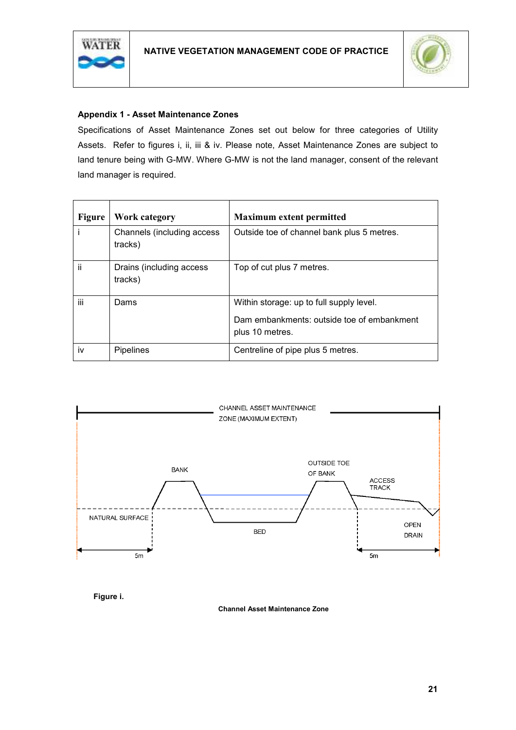## Appendix 1 - Asset Maintenance Zones

Specifications of Asset Maintenance Zones set out below for three categories of Utility Assets. Refer to figures i, ii, iii & iv. Please note, Asset Maintenance Zones are subject to land tenure being with G-MW. Where G-MW is not the land manager, consent of the relevant land manager is required.

| Figure | Work category | Maximum extent permitted |
|---|---|---|
| i | Channels (including access tracks) | Outside toe of channel bank plus 5 metres. |
| ii | Drains (including access tracks) | Top of cut plus 7 metres. |
| iii | Dams | Within storage: up to full supply level.<br>Dam embankments: outside toe of embankment plus 10 metres. |
| iv | Pipelines | Centreline of pipe plus 5 metres. |

CHANNEL ASSET MAINTENANCE ZONE (MAXIMUM EXTENT)

BANK

OUTSIDE TOE OF BANK

ACCESS TRACK

NATURAL SURFACE

BED

OPEN DRAIN

5m

5m

**Figure i.**

**Channel Asset Maintenance Zone**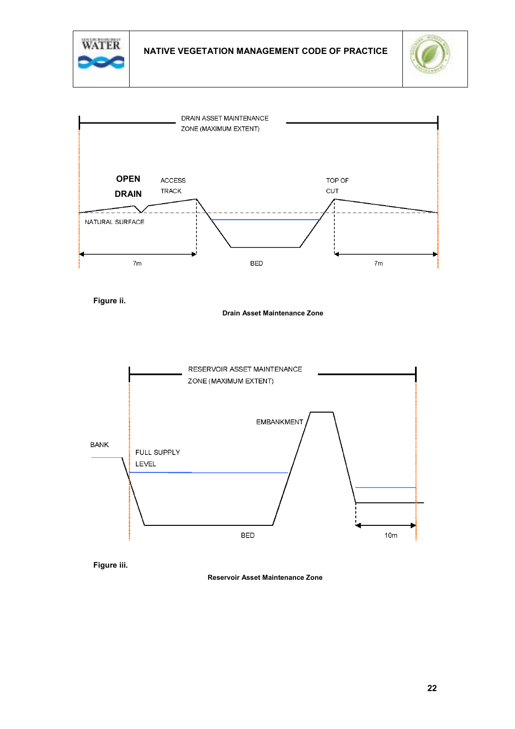DRAIN ASSET MAINTENANCE ZONE (MAXIMUM EXTENT)

OPEN DRAIN

ACCESS TRACK

TOP OF CUT

NATURAL SURFACE

7m

BED

7m

**Figure ii.**

**Drain Asset Maintenance Zone**

RESERVOIR ASSET MAINTENANCE ZONE (MAXIMUM EXTENT)

EMBANKMENT

BANK

FULL SUPPLY LEVEL

BED

10m

**Figure iii.**

**Reservoir Asset Maintenance Zone**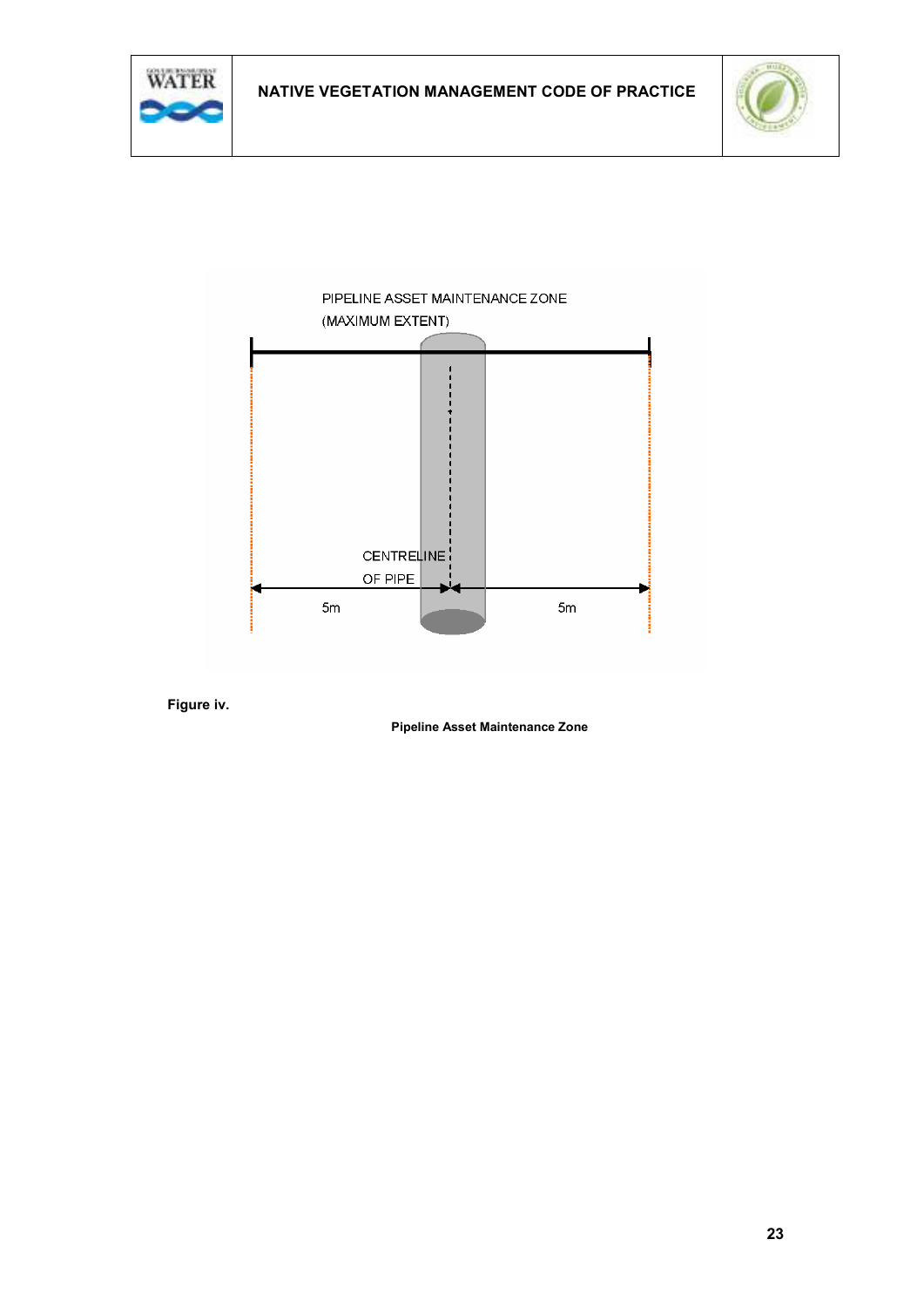PIPELINE ASSET MAINTENANCE ZONE
(MAXIMUM EXTENT)

CENTRELINE
OF PIPE

5m

5m

**Figure iv.**

**Pipeline Asset Maintenance Zone**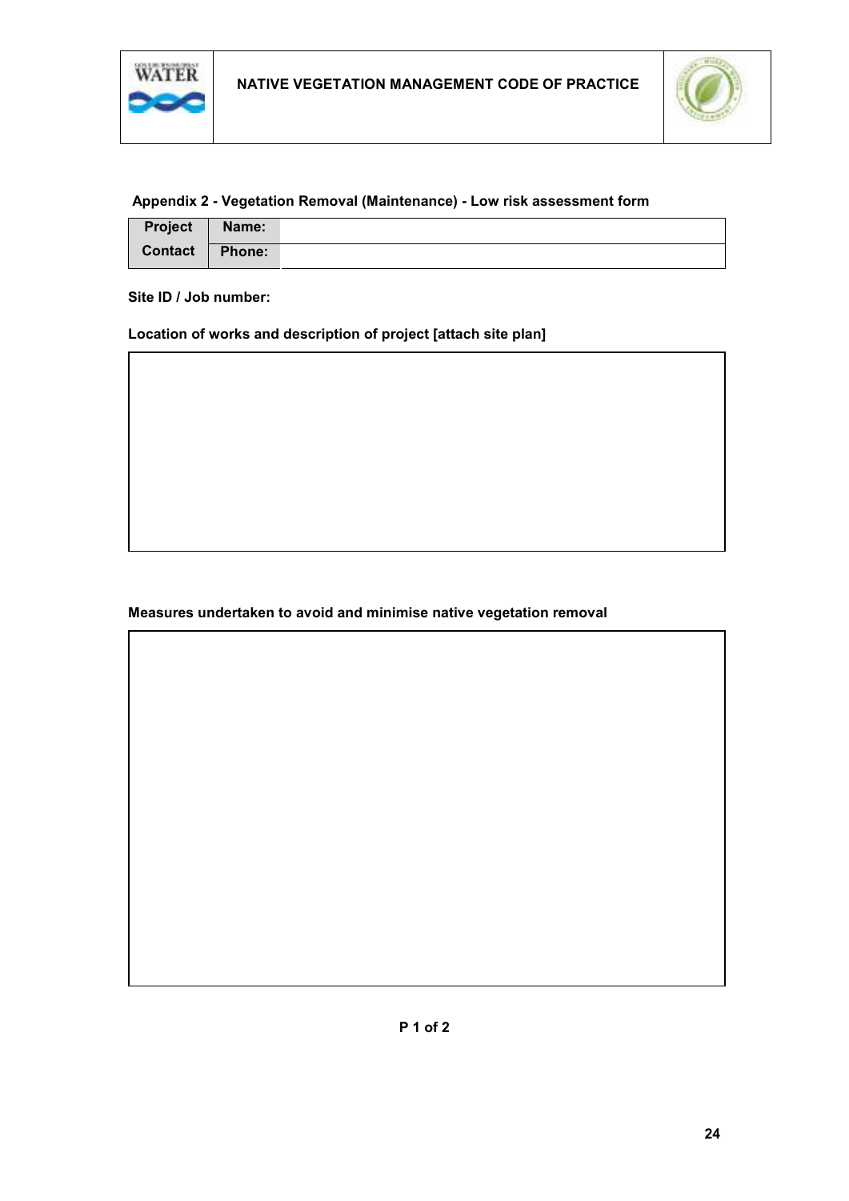## Appendix 2 - Vegetation Removal (Maintenance) - Low risk assessment form

| Project Contact | Name: | |
|---|---|---|
| | Phone: | |

**Site ID / Job number:**

**Location of works and description of project [attach site plan]**

| |
|---|
| |

**Measures undertaken to avoid and minimise native vegetation removal**

| |
|---|
| |

**P 1 of 2**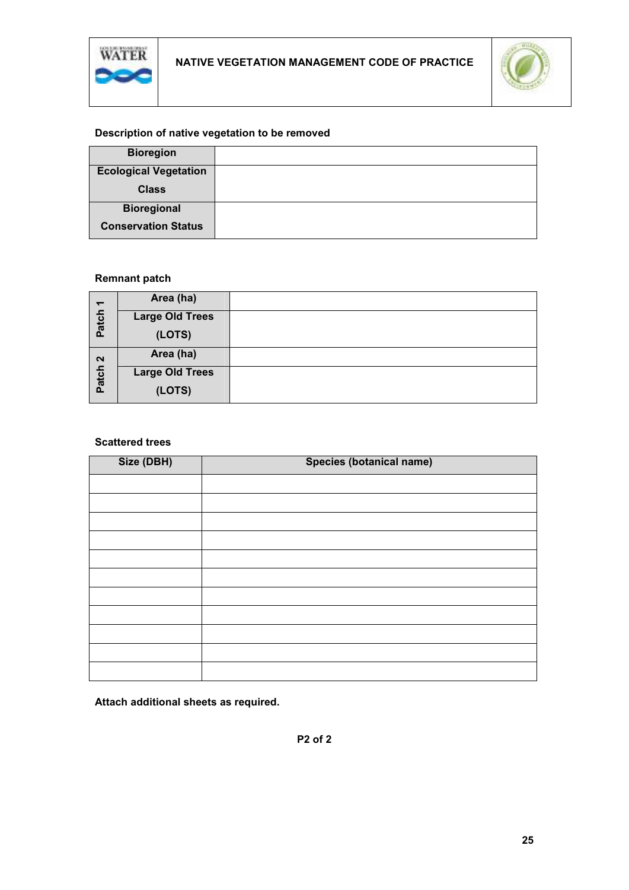**Description of native vegetation to be removed**

| Bioregion | |
|---|---|
| Ecological Vegetation Class | |
| Bioregional Conservation Status | |

**Remnant patch**

| | | |
|---|---|---|
| Patch 1 | Area (ha) | |
| | Large Old Trees (LOTS) | |
| Patch 2 | Area (ha) | |
| | Large Old Trees (LOTS) | |

**Scattered trees**

| Size (DBH) | Species (botanical name) |
|---|---|
| | |
| | |
| | |
| | |
| | |
| | |
| | |
| | |
| | |
| | |
| | |

**Attach additional sheets as required.**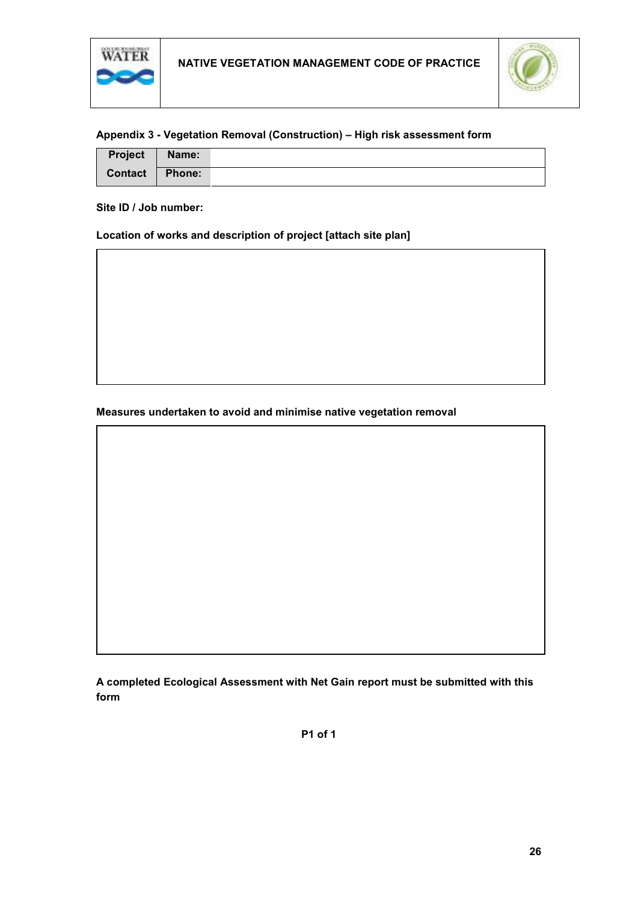## Appendix 3 - Vegetation Removal (Construction) – High risk assessment form

| | | |
|---|---|---|
| **Project** | **Name:** | |
| **Contact** | **Phone:** | |

**Site ID / Job number:**

**Location of works and description of project [attach site plan]**

**Measures undertaken to avoid and minimise native vegetation removal**

**A completed Ecological Assessment with Net Gain report must be submitted with this form**